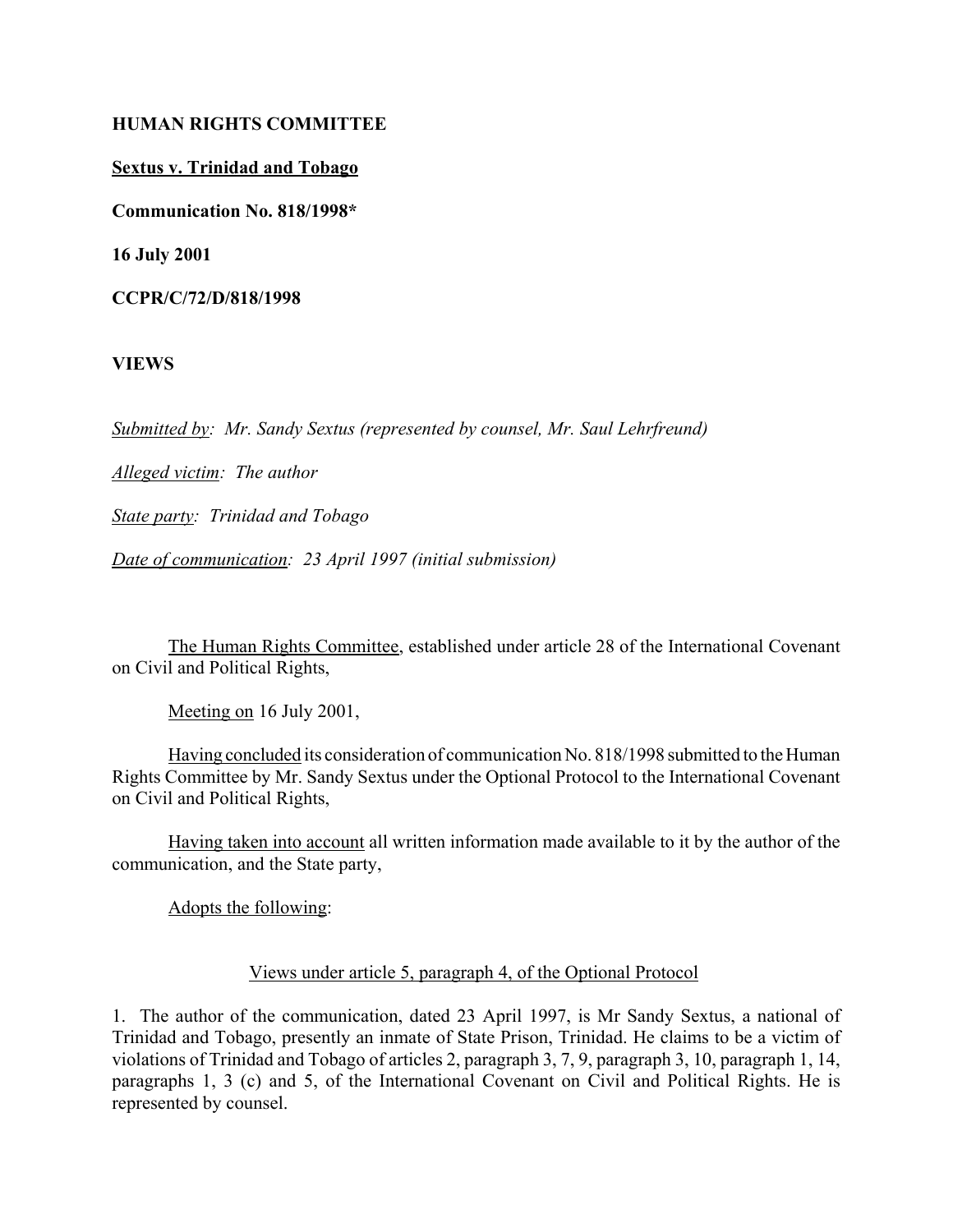**HUMAN RIGHTS COMMITTEE**

**Sextus v. Trinidad and Tobago**

**Communication No. 818/1998***

**16 July 2001**

**CCPR/C/72/D/818/1998**

**VIEWS**

*Submitted by: Mr. Sandy Sextus (represented by counsel, Mr. Saul Lehrfreund)*

*Alleged victim: The author*

*State party: Trinidad and Tobago*

*Date of communication: 23 April 1997 (initial submission)*

The Human Rights Committee, established under article 28 of the International Covenant on Civil and Political Rights,

Meeting on 16 July 2001,

Having concluded its consideration of communication No. 818/1998 submitted to the Human Rights Committee by Mr. Sandy Sextus under the Optional Protocol to the International Covenant on Civil and Political Rights,

Having taken into account all written information made available to it by the author of the communication, and the State party,

Adopts the following:

Views under article 5, paragraph 4, of the Optional Protocol

1. The author of the communication, dated 23 April 1997, is Mr Sandy Sextus, a national of Trinidad and Tobago, presently an inmate of State Prison, Trinidad. He claims to be a victim of violations of Trinidad and Tobago of articles 2, paragraph 3, 7, 9, paragraph 3, 10, paragraph 1, 14, paragraphs 1, 3 (c) and 5, of the International Covenant on Civil and Political Rights. He is represented by counsel.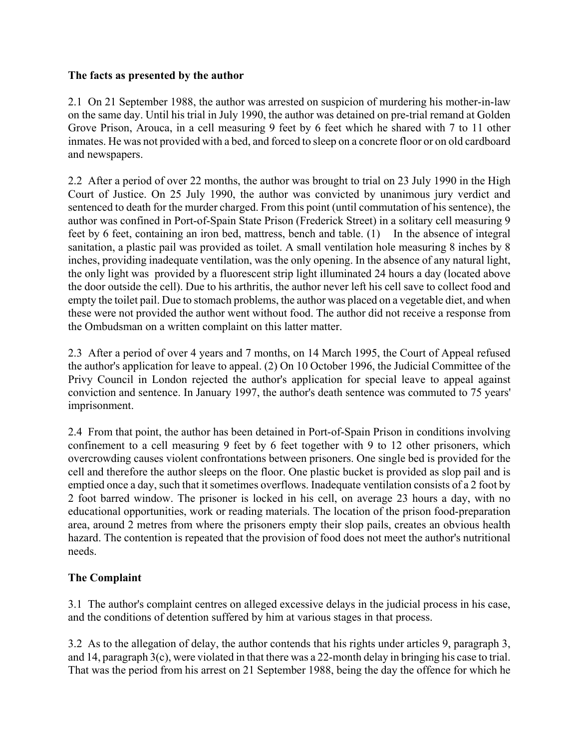**The facts as presented by the author**

2.1 On 21 September 1988, the author was arrested on suspicion of murdering his mother-in-law on the same day. Until his trial in July 1990, the author was detained on pre-trial remand at Golden Grove Prison, Arouca, in a cell measuring 9 feet by 6 feet which he shared with 7 to 11 other inmates. He was not provided with a bed, and forced to sleep on a concrete floor or on old cardboard and newspapers.

2.2 After a period of over 22 months, the author was brought to trial on 23 July 1990 in the High Court of Justice. On 25 July 1990, the author was convicted by unanimous jury verdict and sentenced to death for the murder charged. From this point (until commutation of his sentence), the author was confined in Port-of-Spain State Prison (Frederick Street) in a solitary cell measuring 9 feet by 6 feet, containing an iron bed, mattress, bench and table. (1) In the absence of integral sanitation, a plastic pail was provided as toilet. A small ventilation hole measuring 8 inches by 8 inches, providing inadequate ventilation, was the only opening. In the absence of any natural light, the only light was provided by a fluorescent strip light illuminated 24 hours a day (located above the door outside the cell). Due to his arthritis, the author never left his cell save to collect food and empty the toilet pail. Due to stomach problems, the author was placed on a vegetable diet, and when these were not provided the author went without food. The author did not receive a response from the Ombudsman on a written complaint on this latter matter.

2.3 After a period of over 4 years and 7 months, on 14 March 1995, the Court of Appeal refused the author's application for leave to appeal. (2) On 10 October 1996, the Judicial Committee of the Privy Council in London rejected the author's application for special leave to appeal against conviction and sentence. In January 1997, the author's death sentence was commuted to 75 years' imprisonment.

2.4 From that point, the author has been detained in Port-of-Spain Prison in conditions involving confinement to a cell measuring 9 feet by 6 feet together with 9 to 12 other prisoners, which overcrowding causes violent confrontations between prisoners. One single bed is provided for the cell and therefore the author sleeps on the floor. One plastic bucket is provided as slop pail and is emptied once a day, such that it sometimes overflows. Inadequate ventilation consists of a 2 foot by 2 foot barred window. The prisoner is locked in his cell, on average 23 hours a day, with no educational opportunities, work or reading materials. The location of the prison food-preparation area, around 2 metres from where the prisoners empty their slop pails, creates an obvious health hazard. The contention is repeated that the provision of food does not meet the author's nutritional needs.

**The Complaint**

3.1 The author's complaint centres on alleged excessive delays in the judicial process in his case, and the conditions of detention suffered by him at various stages in that process.

3.2 As to the allegation of delay, the author contends that his rights under articles 9, paragraph 3, and 14, paragraph 3(c), were violated in that there was a 22-month delay in bringing his case to trial. That was the period from his arrest on 21 September 1988, being the day the offence for which he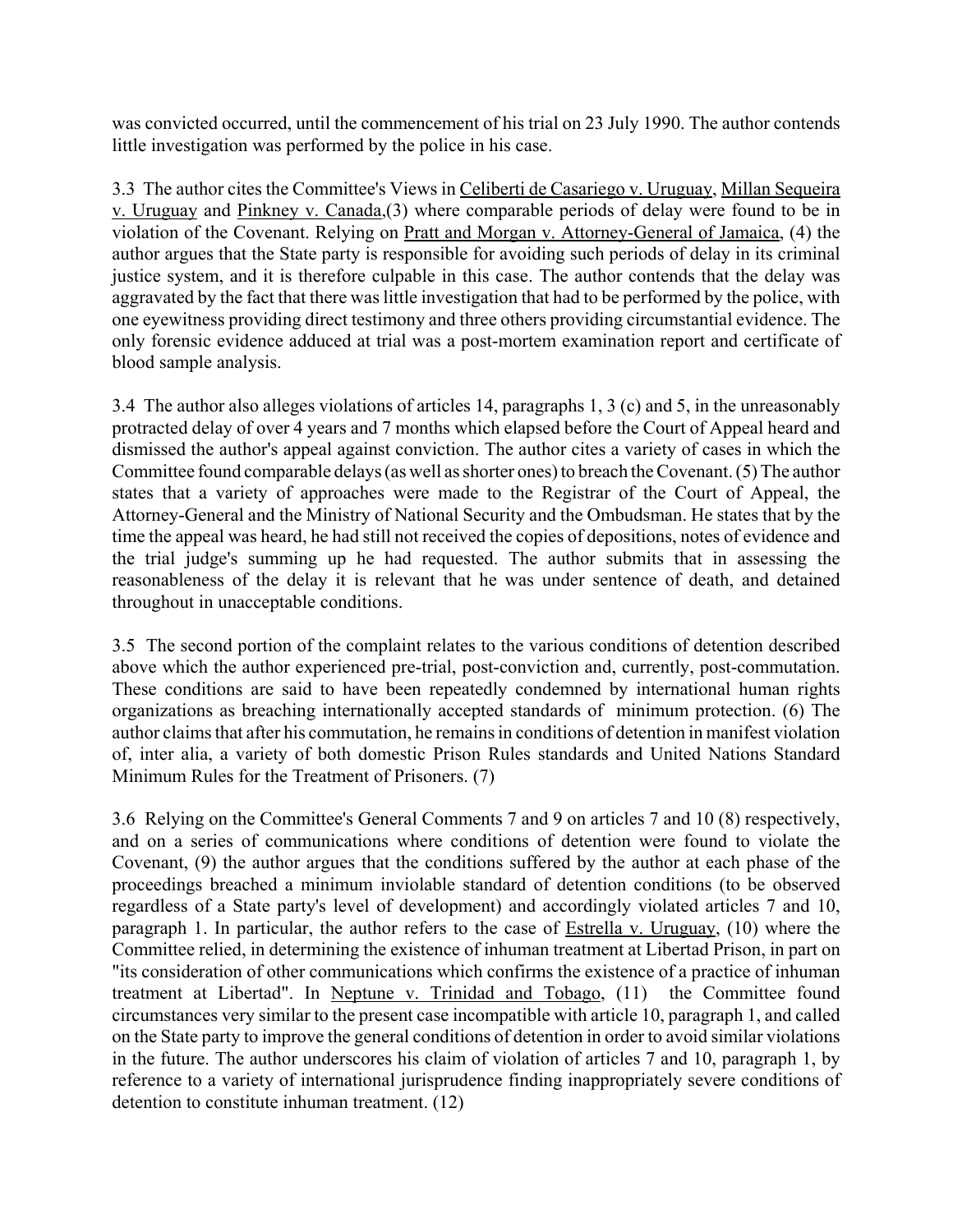was convicted occurred, until the commencement of his trial on 23 July 1990. The author contends little investigation was performed by the police in his case.

3.3 The author cites the Committee's Views in Celiberti de Casariego v. Uruguay, Millan Sequeira v. Uruguay and Pinkney v. Canada,(3) where comparable periods of delay were found to be in violation of the Covenant. Relying on Pratt and Morgan v. Attorney-General of Jamaica, (4) the author argues that the State party is responsible for avoiding such periods of delay in its criminal justice system, and it is therefore culpable in this case. The author contends that the delay was aggravated by the fact that there was little investigation that had to be performed by the police, with one eyewitness providing direct testimony and three others providing circumstantial evidence. The only forensic evidence adduced at trial was a post-mortem examination report and certificate of blood sample analysis.

3.4 The author also alleges violations of articles 14, paragraphs 1, 3 (c) and 5, in the unreasonably protracted delay of over 4 years and 7 months which elapsed before the Court of Appeal heard and dismissed the author's appeal against conviction. The author cites a variety of cases in which the Committee found comparable delays (as well as shorter ones) to breach the Covenant. (5) The author states that a variety of approaches were made to the Registrar of the Court of Appeal, the Attorney-General and the Ministry of National Security and the Ombudsman. He states that by the time the appeal was heard, he had still not received the copies of depositions, notes of evidence and the trial judge's summing up he had requested. The author submits that in assessing the reasonableness of the delay it is relevant that he was under sentence of death, and detained throughout in unacceptable conditions.

3.5 The second portion of the complaint relates to the various conditions of detention described above which the author experienced pre-trial, post-conviction and, currently, post-commutation. These conditions are said to have been repeatedly condemned by international human rights organizations as breaching internationally accepted standards of minimum protection. (6) The author claims that after his commutation, he remains in conditions of detention in manifest violation of, inter alia, a variety of both domestic Prison Rules standards and United Nations Standard Minimum Rules for the Treatment of Prisoners. (7)

3.6 Relying on the Committee's General Comments 7 and 9 on articles 7 and 10 (8) respectively, and on a series of communications where conditions of detention were found to violate the Covenant, (9) the author argues that the conditions suffered by the author at each phase of the proceedings breached a minimum inviolable standard of detention conditions (to be observed regardless of a State party's level of development) and accordingly violated articles 7 and 10, paragraph 1. In particular, the author refers to the case of Estrella v. Uruguay, (10) where the Committee relied, in determining the existence of inhuman treatment at Libertad Prison, in part on "its consideration of other communications which confirms the existence of a practice of inhuman treatment at Libertad". In Neptune v. Trinidad and Tobago, (11) the Committee found circumstances very similar to the present case incompatible with article 10, paragraph 1, and called on the State party to improve the general conditions of detention in order to avoid similar violations in the future. The author underscores his claim of violation of articles 7 and 10, paragraph 1, by reference to a variety of international jurisprudence finding inappropriately severe conditions of detention to constitute inhuman treatment. (12)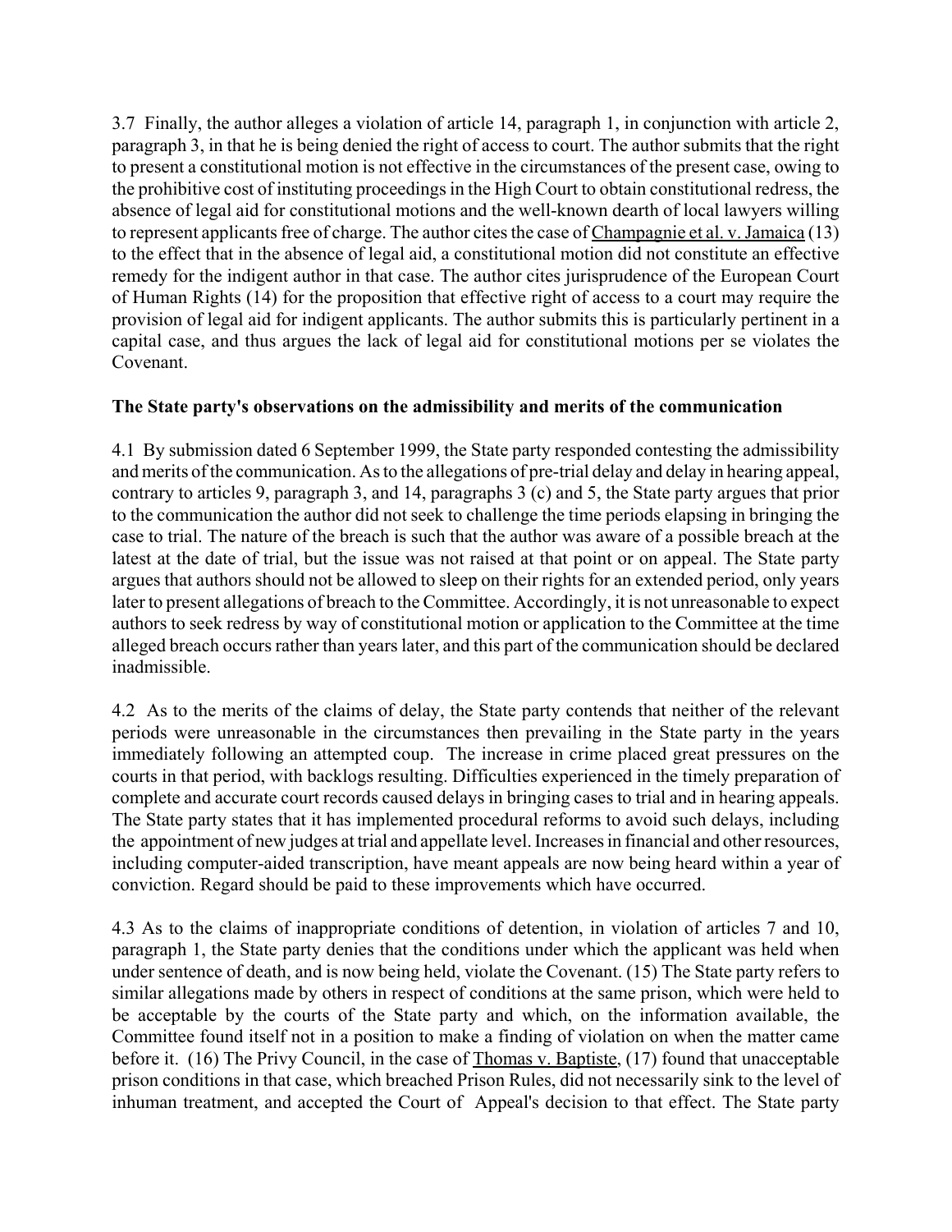3.7 Finally, the author alleges a violation of article 14, paragraph 1, in conjunction with article 2, paragraph 3, in that he is being denied the right of access to court. The author submits that the right to present a constitutional motion is not effective in the circumstances of the present case, owing to the prohibitive cost of instituting proceedings in the High Court to obtain constitutional redress, the absence of legal aid for constitutional motions and the well-known dearth of local lawyers willing to represent applicants free of charge. The author cites the case of Champagnie et al. v. Jamaica (13) to the effect that in the absence of legal aid, a constitutional motion did not constitute an effective remedy for the indigent author in that case. The author cites jurisprudence of the European Court of Human Rights (14) for the proposition that effective right of access to a court may require the provision of legal aid for indigent applicants. The author submits this is particularly pertinent in a capital case, and thus argues the lack of legal aid for constitutional motions per se violates the Covenant.

**The State party's observations on the admissibility and merits of the communication**

4.1 By submission dated 6 September 1999, the State party responded contesting the admissibility and merits of the communication. As to the allegations of pre-trial delay and delay in hearing appeal, contrary to articles 9, paragraph 3, and 14, paragraphs 3 (c) and 5, the State party argues that prior to the communication the author did not seek to challenge the time periods elapsing in bringing the case to trial. The nature of the breach is such that the author was aware of a possible breach at the latest at the date of trial, but the issue was not raised at that point or on appeal. The State party argues that authors should not be allowed to sleep on their rights for an extended period, only years later to present allegations of breach to the Committee. Accordingly, it is not unreasonable to expect authors to seek redress by way of constitutional motion or application to the Committee at the time alleged breach occurs rather than years later, and this part of the communication should be declared inadmissible.

4.2 As to the merits of the claims of delay, the State party contends that neither of the relevant periods were unreasonable in the circumstances then prevailing in the State party in the years immediately following an attempted coup. The increase in crime placed great pressures on the courts in that period, with backlogs resulting. Difficulties experienced in the timely preparation of complete and accurate court records caused delays in bringing cases to trial and in hearing appeals. The State party states that it has implemented procedural reforms to avoid such delays, including the appointment of new judges at trial and appellate level. Increases in financial and other resources, including computer-aided transcription, have meant appeals are now being heard within a year of conviction. Regard should be paid to these improvements which have occurred.

4.3 As to the claims of inappropriate conditions of detention, in violation of articles 7 and 10, paragraph 1, the State party denies that the conditions under which the applicant was held when under sentence of death, and is now being held, violate the Covenant. (15) The State party refers to similar allegations made by others in respect of conditions at the same prison, which were held to be acceptable by the courts of the State party and which, on the information available, the Committee found itself not in a position to make a finding of violation on when the matter came before it. (16) The Privy Council, in the case of Thomas v. Baptiste, (17) found that unacceptable prison conditions in that case, which breached Prison Rules, did not necessarily sink to the level of inhuman treatment, and accepted the Court of Appeal's decision to that effect. The State party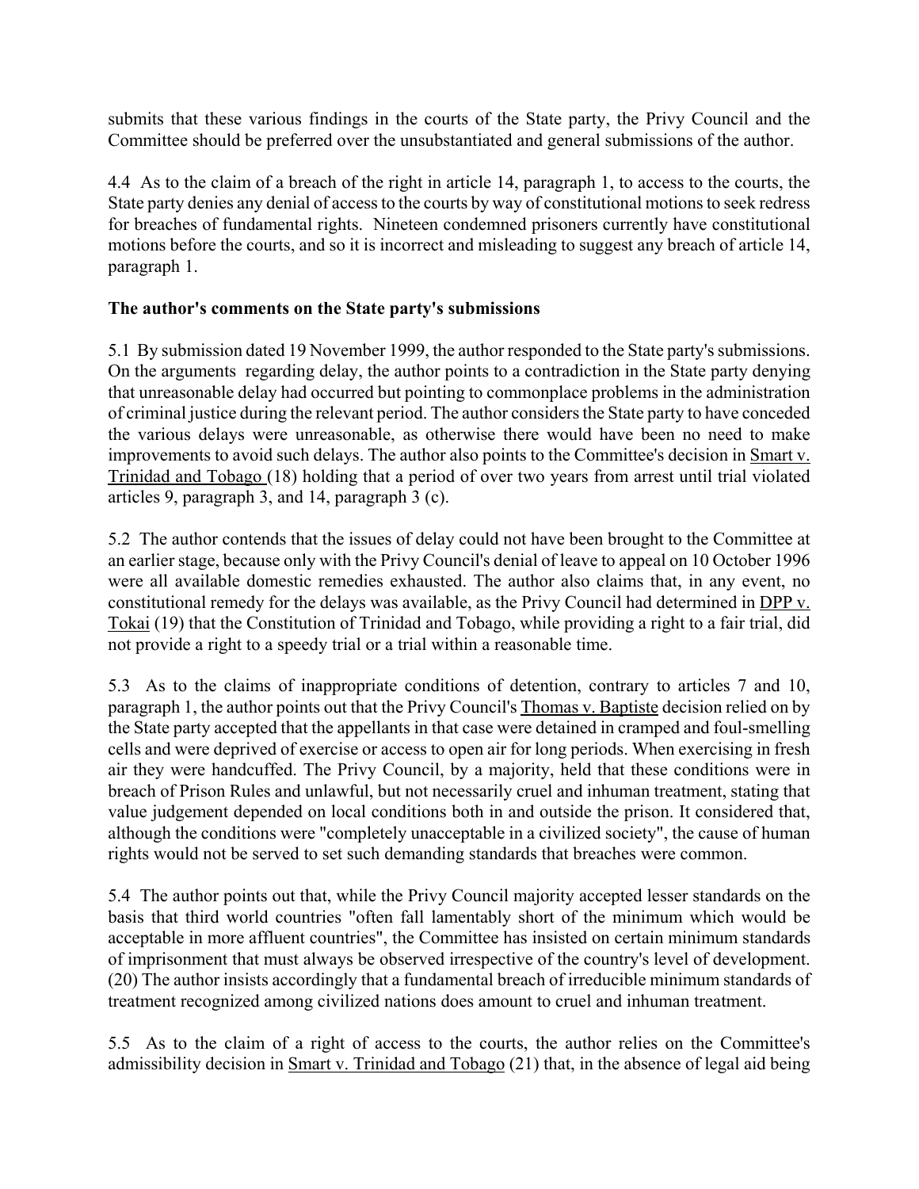submits that these various findings in the courts of the State party, the Privy Council and the Committee should be preferred over the unsubstantiated and general submissions of the author.

4.4 As to the claim of a breach of the right in article 14, paragraph 1, to access to the courts, the State party denies any denial of access to the courts by way of constitutional motions to seek redress for breaches of fundamental rights. Nineteen condemned prisoners currently have constitutional motions before the courts, and so it is incorrect and misleading to suggest any breach of article 14, paragraph 1.

**The author's comments on the State party's submissions**

5.1 By submission dated 19 November 1999, the author responded to the State party's submissions. On the arguments regarding delay, the author points to a contradiction in the State party denying that unreasonable delay had occurred but pointing to commonplace problems in the administration of criminal justice during the relevant period. The author considers the State party to have conceded the various delays were unreasonable, as otherwise there would have been no need to make improvements to avoid such delays. The author also points to the Committee's decision in Smart v. Trinidad and Tobago (18) holding that a period of over two years from arrest until trial violated articles 9, paragraph 3, and 14, paragraph 3 (c).

5.2 The author contends that the issues of delay could not have been brought to the Committee at an earlier stage, because only with the Privy Council's denial of leave to appeal on 10 October 1996 were all available domestic remedies exhausted. The author also claims that, in any event, no constitutional remedy for the delays was available, as the Privy Council had determined in DPP v. Tokai (19) that the Constitution of Trinidad and Tobago, while providing a right to a fair trial, did not provide a right to a speedy trial or a trial within a reasonable time.

5.3 As to the claims of inappropriate conditions of detention, contrary to articles 7 and 10, paragraph 1, the author points out that the Privy Council's Thomas v. Baptiste decision relied on by the State party accepted that the appellants in that case were detained in cramped and foul-smelling cells and were deprived of exercise or access to open air for long periods. When exercising in fresh air they were handcuffed. The Privy Council, by a majority, held that these conditions were in breach of Prison Rules and unlawful, but not necessarily cruel and inhuman treatment, stating that value judgement depended on local conditions both in and outside the prison. It considered that, although the conditions were "completely unacceptable in a civilized society", the cause of human rights would not be served to set such demanding standards that breaches were common.

5.4 The author points out that, while the Privy Council majority accepted lesser standards on the basis that third world countries "often fall lamentably short of the minimum which would be acceptable in more affluent countries", the Committee has insisted on certain minimum standards of imprisonment that must always be observed irrespective of the country's level of development. (20) The author insists accordingly that a fundamental breach of irreducible minimum standards of treatment recognized among civilized nations does amount to cruel and inhuman treatment.

5.5 As to the claim of a right of access to the courts, the author relies on the Committee's admissibility decision in Smart v. Trinidad and Tobago (21) that, in the absence of legal aid being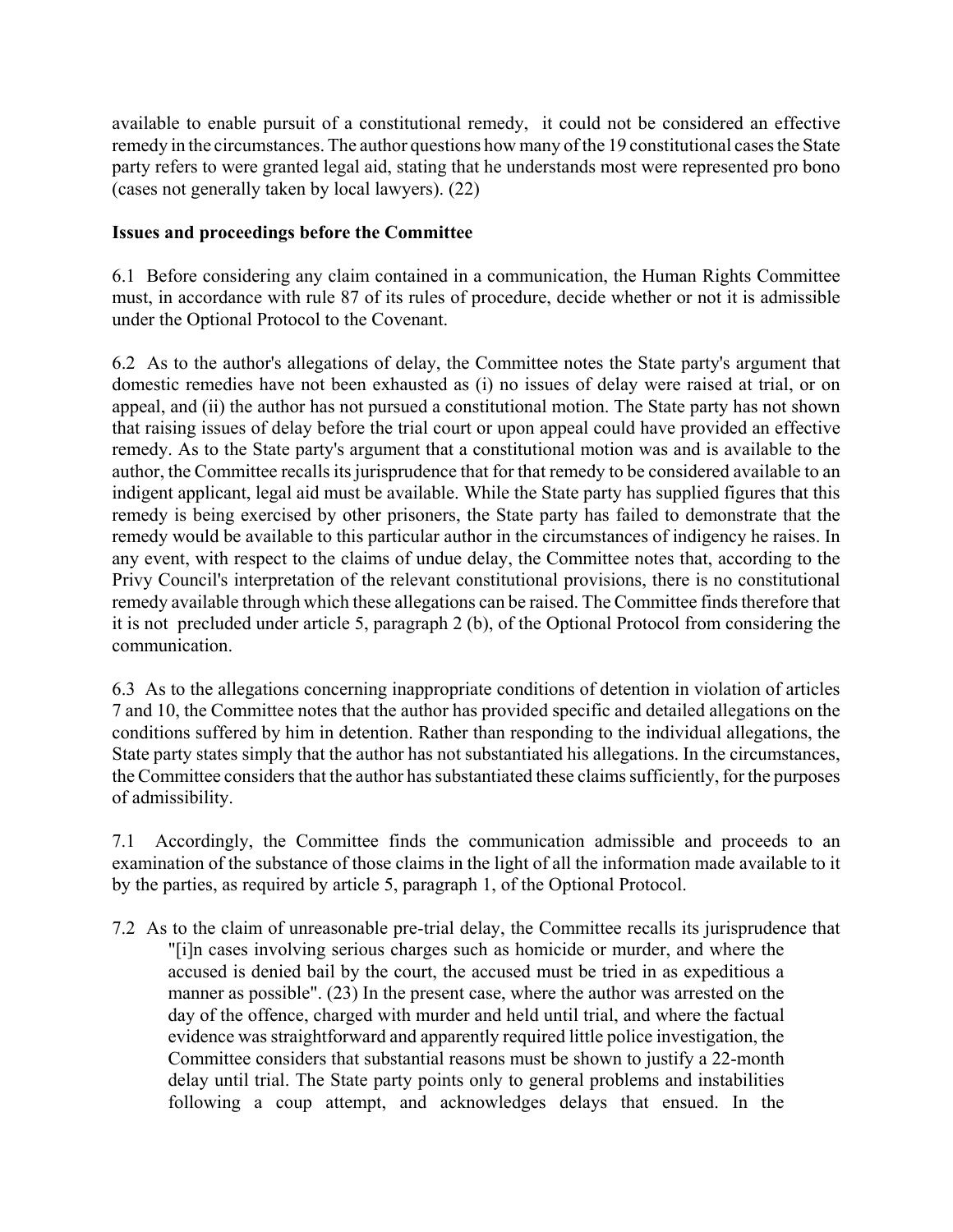available to enable pursuit of a constitutional remedy, it could not be considered an effective remedy in the circumstances. The author questions how many of the 19 constitutional cases the State party refers to were granted legal aid, stating that he understands most were represented pro bono (cases not generally taken by local lawyers). (22)

**Issues and proceedings before the Committee**

6.1 Before considering any claim contained in a communication, the Human Rights Committee must, in accordance with rule 87 of its rules of procedure, decide whether or not it is admissible under the Optional Protocol to the Covenant.

6.2 As to the author's allegations of delay, the Committee notes the State party's argument that domestic remedies have not been exhausted as (i) no issues of delay were raised at trial, or on appeal, and (ii) the author has not pursued a constitutional motion. The State party has not shown that raising issues of delay before the trial court or upon appeal could have provided an effective remedy. As to the State party's argument that a constitutional motion was and is available to the author, the Committee recalls its jurisprudence that for that remedy to be considered available to an indigent applicant, legal aid must be available. While the State party has supplied figures that this remedy is being exercised by other prisoners, the State party has failed to demonstrate that the remedy would be available to this particular author in the circumstances of indigency he raises. In any event, with respect to the claims of undue delay, the Committee notes that, according to the Privy Council's interpretation of the relevant constitutional provisions, there is no constitutional remedy available through which these allegations can be raised. The Committee finds therefore that it is not precluded under article 5, paragraph 2 (b), of the Optional Protocol from considering the communication.

6.3 As to the allegations concerning inappropriate conditions of detention in violation of articles 7 and 10, the Committee notes that the author has provided specific and detailed allegations on the conditions suffered by him in detention. Rather than responding to the individual allegations, the State party states simply that the author has not substantiated his allegations. In the circumstances, the Committee considers that the author has substantiated these claims sufficiently, for the purposes of admissibility.

7.1 Accordingly, the Committee finds the communication admissible and proceeds to an examination of the substance of those claims in the light of all the information made available to it by the parties, as required by article 5, paragraph 1, of the Optional Protocol.

7.2 As to the claim of unreasonable pre-trial delay, the Committee recalls its jurisprudence that "[i]n cases involving serious charges such as homicide or murder, and where the accused is denied bail by the court, the accused must be tried in as expeditious a manner as possible". (23) In the present case, where the author was arrested on the day of the offence, charged with murder and held until trial, and where the factual evidence was straightforward and apparently required little police investigation, the Committee considers that substantial reasons must be shown to justify a 22-month delay until trial. The State party points only to general problems and instabilities following a coup attempt, and acknowledges delays that ensued. In the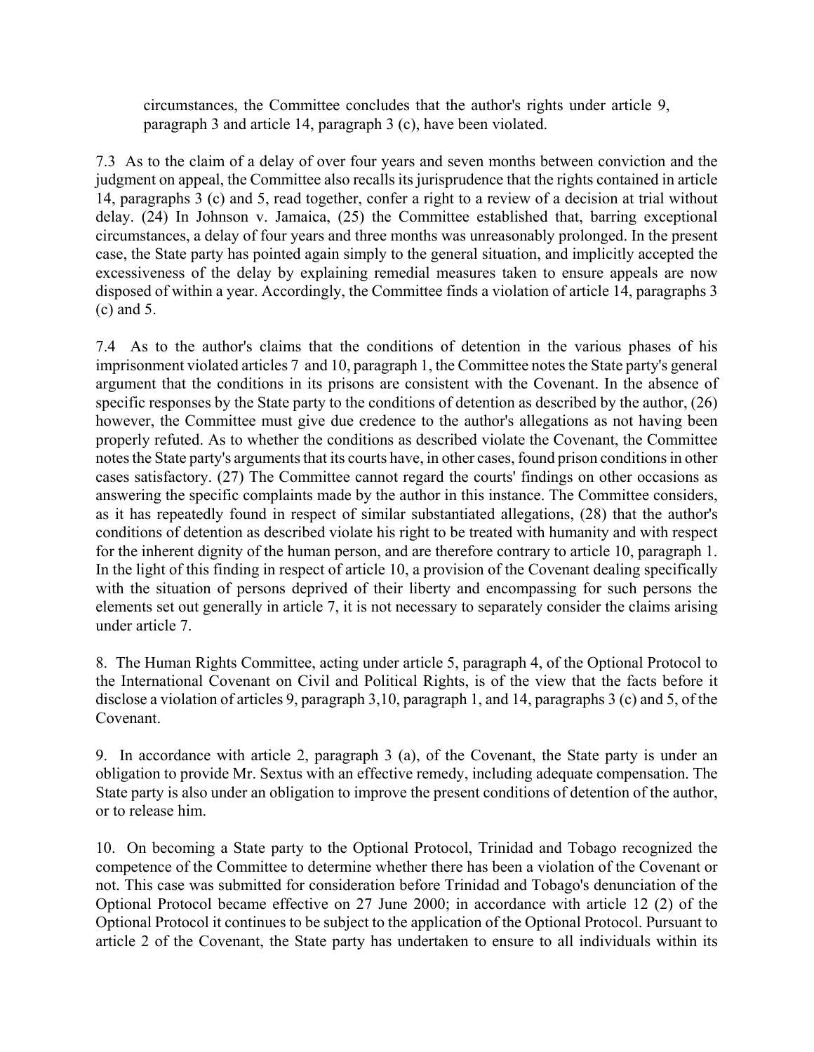circumstances, the Committee concludes that the author's rights under article 9, paragraph 3 and article 14, paragraph 3 (c), have been violated.

7.3 As to the claim of a delay of over four years and seven months between conviction and the judgment on appeal, the Committee also recalls its jurisprudence that the rights contained in article 14, paragraphs 3 (c) and 5, read together, confer a right to a review of a decision at trial without delay. (24) In Johnson v. Jamaica, (25) the Committee established that, barring exceptional circumstances, a delay of four years and three months was unreasonably prolonged. In the present case, the State party has pointed again simply to the general situation, and implicitly accepted the excessiveness of the delay by explaining remedial measures taken to ensure appeals are now disposed of within a year. Accordingly, the Committee finds a violation of article 14, paragraphs 3 (c) and 5.

7.4 As to the author's claims that the conditions of detention in the various phases of his imprisonment violated articles 7 and 10, paragraph 1, the Committee notes the State party's general argument that the conditions in its prisons are consistent with the Covenant. In the absence of specific responses by the State party to the conditions of detention as described by the author, (26) however, the Committee must give due credence to the author's allegations as not having been properly refuted. As to whether the conditions as described violate the Covenant, the Committee notes the State party's arguments that its courts have, in other cases, found prison conditions in other cases satisfactory. (27) The Committee cannot regard the courts' findings on other occasions as answering the specific complaints made by the author in this instance. The Committee considers, as it has repeatedly found in respect of similar substantiated allegations, (28) that the author's conditions of detention as described violate his right to be treated with humanity and with respect for the inherent dignity of the human person, and are therefore contrary to article 10, paragraph 1. In the light of this finding in respect of article 10, a provision of the Covenant dealing specifically with the situation of persons deprived of their liberty and encompassing for such persons the elements set out generally in article 7, it is not necessary to separately consider the claims arising under article 7.

8. The Human Rights Committee, acting under article 5, paragraph 4, of the Optional Protocol to the International Covenant on Civil and Political Rights, is of the view that the facts before it disclose a violation of articles 9, paragraph 3,10, paragraph 1, and 14, paragraphs 3 (c) and 5, of the Covenant.

9. In accordance with article 2, paragraph 3 (a), of the Covenant, the State party is under an obligation to provide Mr. Sextus with an effective remedy, including adequate compensation. The State party is also under an obligation to improve the present conditions of detention of the author, or to release him.

10. On becoming a State party to the Optional Protocol, Trinidad and Tobago recognized the competence of the Committee to determine whether there has been a violation of the Covenant or not. This case was submitted for consideration before Trinidad and Tobago's denunciation of the Optional Protocol became effective on 27 June 2000; in accordance with article 12 (2) of the Optional Protocol it continues to be subject to the application of the Optional Protocol. Pursuant to article 2 of the Covenant, the State party has undertaken to ensure to all individuals within its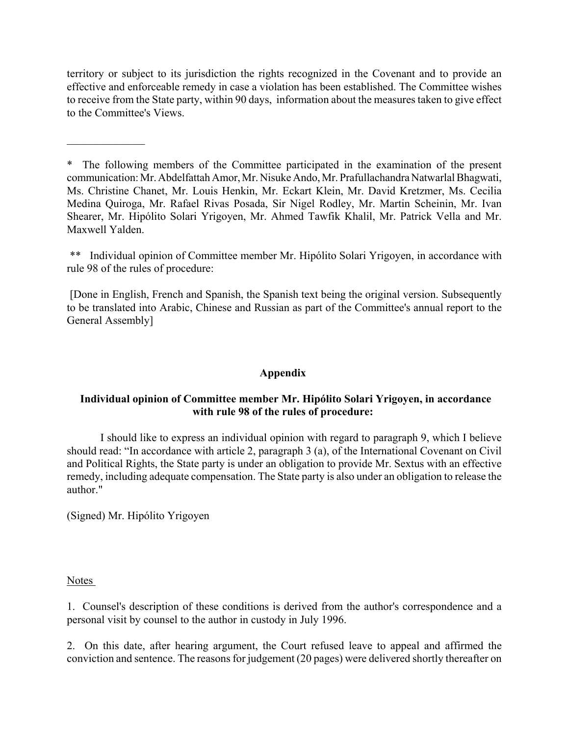territory or subject to its jurisdiction the rights recognized in the Covenant and to provide an effective and enforceable remedy in case a violation has been established. The Committee wishes to receive from the State party, within 90 days, information about the measures taken to give effect to the Committee's Views.

______________

* The following members of the Committee participated in the examination of the present communication: Mr. Abdelfattah Amor, Mr. Nisuke Ando, Mr. Prafullachandra Natwarlal Bhagwati, Ms. Christine Chanet, Mr. Louis Henkin, Mr. Eckart Klein, Mr. David Kretzmer, Ms. Cecilia Medina Quiroga, Mr. Rafael Rivas Posada, Sir Nigel Rodley, Mr. Martin Scheinin, Mr. Ivan Shearer, Mr. Hipólito Solari Yrigoyen, Mr. Ahmed Tawfik Khalil, Mr. Patrick Vella and Mr. Maxwell Yalden.

** Individual opinion of Committee member Mr. Hipólito Solari Yrigoyen, in accordance with rule 98 of the rules of procedure:

[Done in English, French and Spanish, the Spanish text being the original version. Subsequently to be translated into Arabic, Chinese and Russian as part of the Committee's annual report to the General Assembly]

## Appendix

### Individual opinion of Committee member Mr. Hipólito Solari Yrigoyen, in accordance with rule 98 of the rules of procedure:

I should like to express an individual opinion with regard to paragraph 9, which I believe should read: "In accordance with article 2, paragraph 3 (a), of the International Covenant on Civil and Political Rights, the State party is under an obligation to provide Mr. Sextus with an effective remedy, including adequate compensation. The State party is also under an obligation to release the author."

(Signed) Mr. Hipólito Yrigoyen

Notes

1. Counsel's description of these conditions is derived from the author's correspondence and a personal visit by counsel to the author in custody in July 1996.

2. On this date, after hearing argument, the Court refused leave to appeal and affirmed the conviction and sentence. The reasons for judgement (20 pages) were delivered shortly thereafter on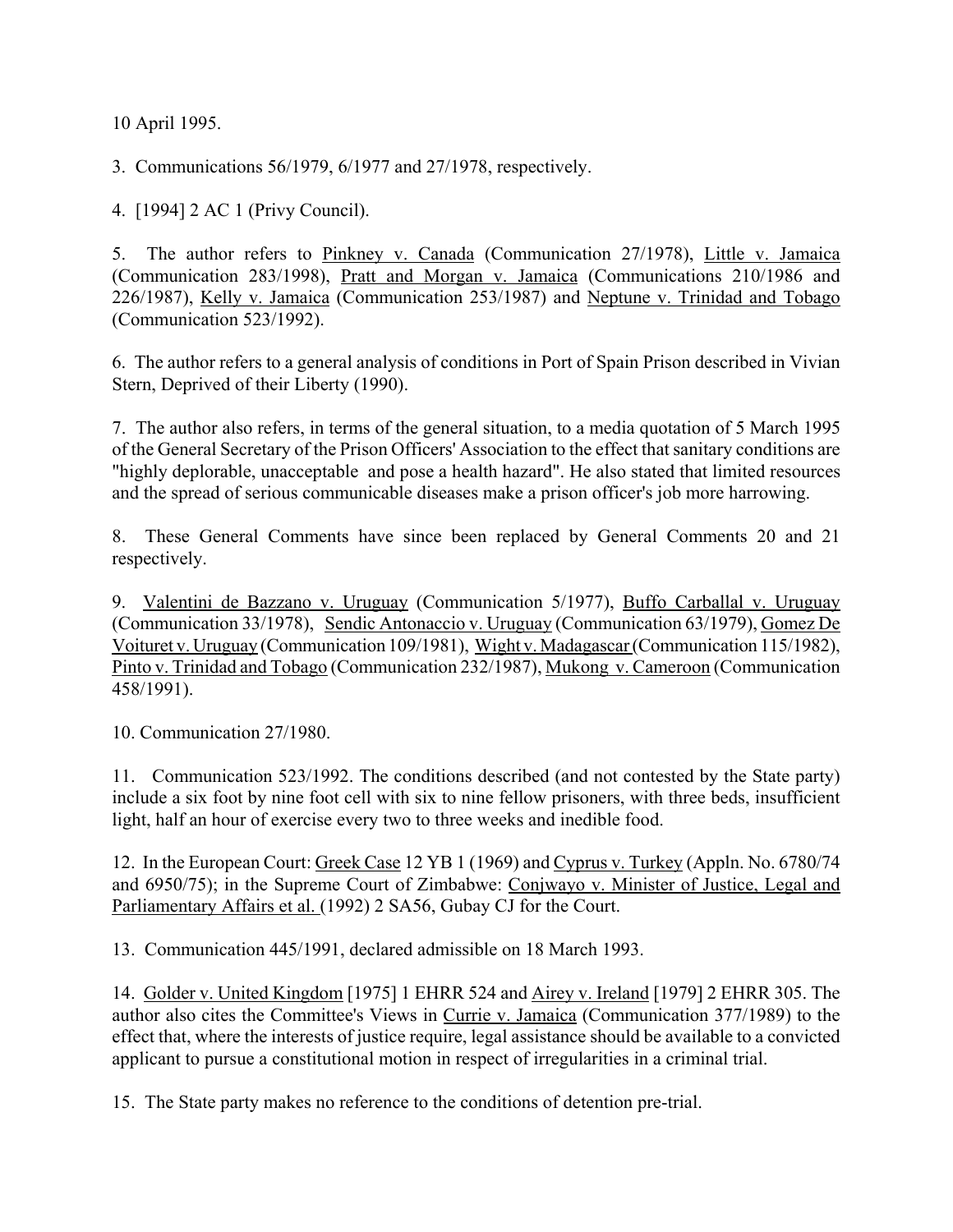10 April 1995.

3. Communications 56/1979, 6/1977 and 27/1978, respectively.

4. [1994] 2 AC 1 (Privy Council).

5. The author refers to Pinkney v. Canada (Communication 27/1978), Little v. Jamaica (Communication 283/1998), Pratt and Morgan v. Jamaica (Communications 210/1986 and 226/1987), Kelly v. Jamaica (Communication 253/1987) and Neptune v. Trinidad and Tobago (Communication 523/1992).

6. The author refers to a general analysis of conditions in Port of Spain Prison described in Vivian Stern, Deprived of their Liberty (1990).

7. The author also refers, in terms of the general situation, to a media quotation of 5 March 1995 of the General Secretary of the Prison Officers' Association to the effect that sanitary conditions are "highly deplorable, unacceptable and pose a health hazard". He also stated that limited resources and the spread of serious communicable diseases make a prison officer's job more harrowing.

8. These General Comments have since been replaced by General Comments 20 and 21 respectively.

9. Valentini de Bazzano v. Uruguay (Communication 5/1977), Buffo Carballal v. Uruguay (Communication 33/1978), Sendic Antonaccio v. Uruguay (Communication 63/1979), Gomez De Voituret v. Uruguay (Communication 109/1981), Wight v. Madagascar (Communication 115/1982), Pinto v. Trinidad and Tobago (Communication 232/1987), Mukong v. Cameroon (Communication 458/1991).

10. Communication 27/1980.

11. Communication 523/1992. The conditions described (and not contested by the State party) include a six foot by nine foot cell with six to nine fellow prisoners, with three beds, insufficient light, half an hour of exercise every two to three weeks and inedible food.

12. In the European Court: Greek Case 12 YB 1 (1969) and Cyprus v. Turkey (Appln. No. 6780/74 and 6950/75); in the Supreme Court of Zimbabwe: Conjwayo v. Minister of Justice, Legal and Parliamentary Affairs et al. (1992) 2 SA56, Gubay CJ for the Court.

13. Communication 445/1991, declared admissible on 18 March 1993.

14. Golder v. United Kingdom [1975] 1 EHRR 524 and Airey v. Ireland [1979] 2 EHRR 305. The author also cites the Committee's Views in Currie v. Jamaica (Communication 377/1989) to the effect that, where the interests of justice require, legal assistance should be available to a convicted applicant to pursue a constitutional motion in respect of irregularities in a criminal trial.

15. The State party makes no reference to the conditions of detention pre-trial.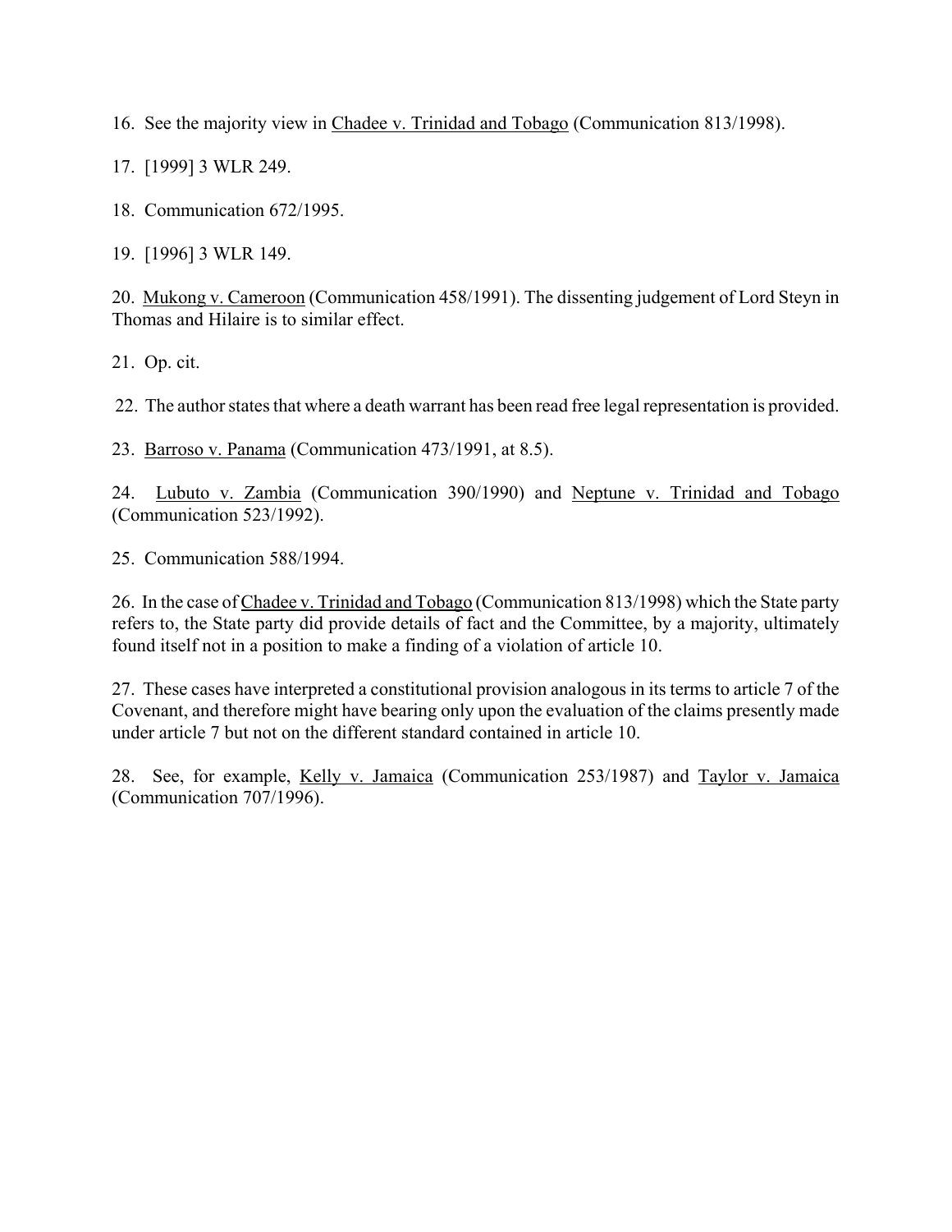16. See the majority view in Chadee v. Trinidad and Tobago (Communication 813/1998).

17. [1999] 3 WLR 249.

18. Communication 672/1995.

19. [1996] 3 WLR 149.

20. Mukong v. Cameroon (Communication 458/1991). The dissenting judgement of Lord Steyn in Thomas and Hilaire is to similar effect.

21. Op. cit.

22. The author states that where a death warrant has been read free legal representation is provided.

23. Barroso v. Panama (Communication 473/1991, at 8.5).

24. Lubuto v. Zambia (Communication 390/1990) and Neptune v. Trinidad and Tobago (Communication 523/1992).

25. Communication 588/1994.

26. In the case of Chadee v. Trinidad and Tobago (Communication 813/1998) which the State party refers to, the State party did provide details of fact and the Committee, by a majority, ultimately found itself not in a position to make a finding of a violation of article 10.

27. These cases have interpreted a constitutional provision analogous in its terms to article 7 of the Covenant, and therefore might have bearing only upon the evaluation of the claims presently made under article 7 but not on the different standard contained in article 10.

28. See, for example, Kelly v. Jamaica (Communication 253/1987) and Taylor v. Jamaica (Communication 707/1996).